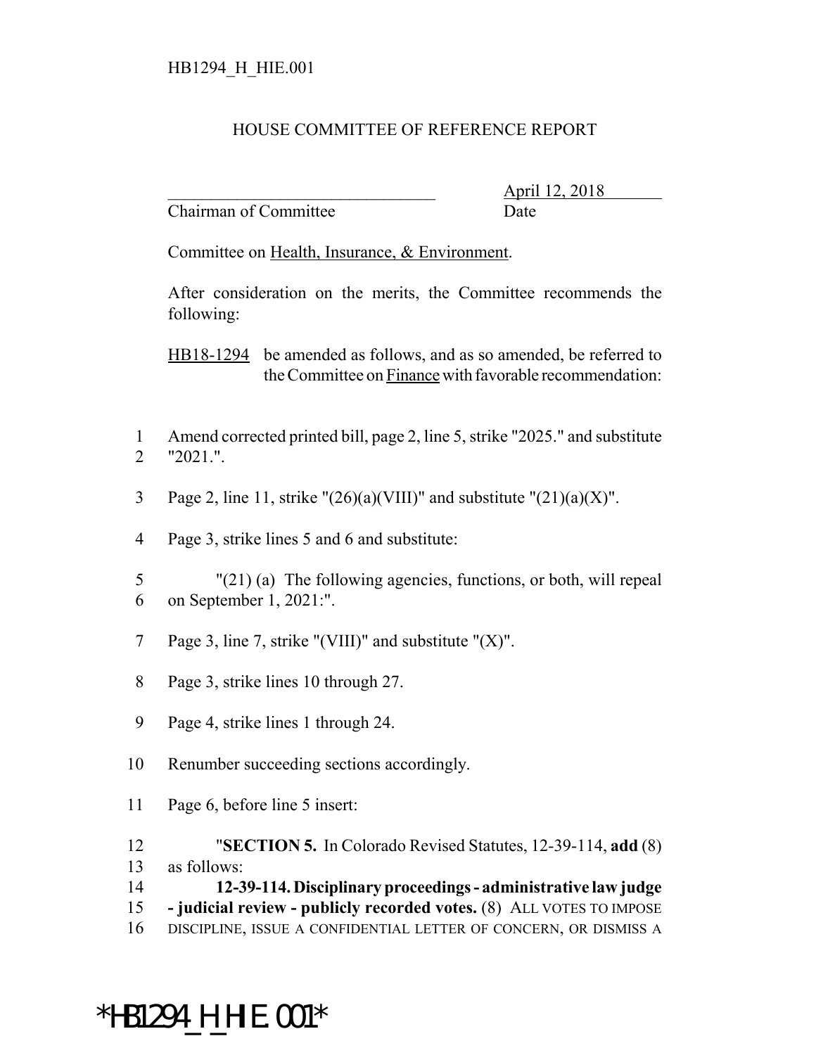HB1294_H_HIE.001

# HOUSE COMMITTEE OF REFERENCE REPORT

_______________________________ April 12, 2018
Chairman of Committee Date

Committee on Health, Insurance, & Environment.

After consideration on the merits, the Committee recommends the following:

HB18-1294 be amended as follows, and as so amended, be referred to the Committee on Finance with favorable recommendation:

1 Amend corrected printed bill, page 2, line 5, strike "2025." and substitute
2 "2021.".

3 Page 2, line 11, strike "(26)(a)(VIII)" and substitute "(21)(a)(X)".

4 Page 3, strike lines 5 and 6 and substitute:

5 "(21) (a) The following agencies, functions, or both, will repeal
6 on September 1, 2021:".

7 Page 3, line 7, strike "(VIII)" and substitute "(X)".

8 Page 3, strike lines 10 through 27.

9 Page 4, strike lines 1 through 24.

10 Renumber succeeding sections accordingly.

11 Page 6, before line 5 insert:

12 "**SECTION 5.** In Colorado Revised Statutes, 12-39-114, **add** (8)
13 as follows:
14 **12-39-114. Disciplinary proceedings - administrative law judge**
15 **- judicial review - publicly recorded votes.** (8) ALL VOTES TO IMPOSE
16 DISCIPLINE, ISSUE A CONFIDENTIAL LETTER OF CONCERN, OR DISMISS A

*HB1294_H_HIE.001*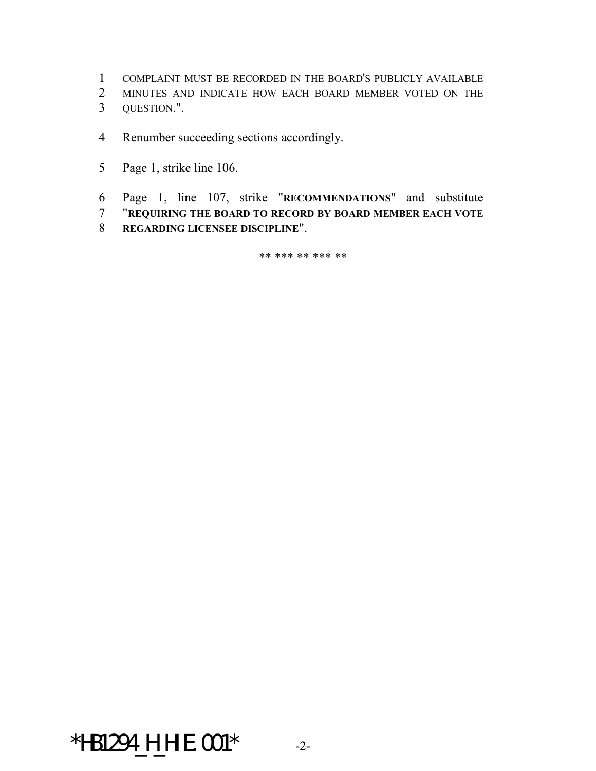COMPLAINT MUST BE RECORDED IN THE BOARD'S PUBLICLY AVAILABLE MINUTES AND INDICATE HOW EACH BOARD MEMBER VOTED ON THE QUESTION.".

Renumber succeeding sections accordingly.

Page 1, strike line 106.

Page 1, line 107, strike "**RECOMMENDATIONS**" and substitute "**REQUIRING THE BOARD TO RECORD BY BOARD MEMBER EACH VOTE REGARDING LICENSEE DISCIPLINE**".

** *** ** *** **

*HB1294_H_HIE.001*